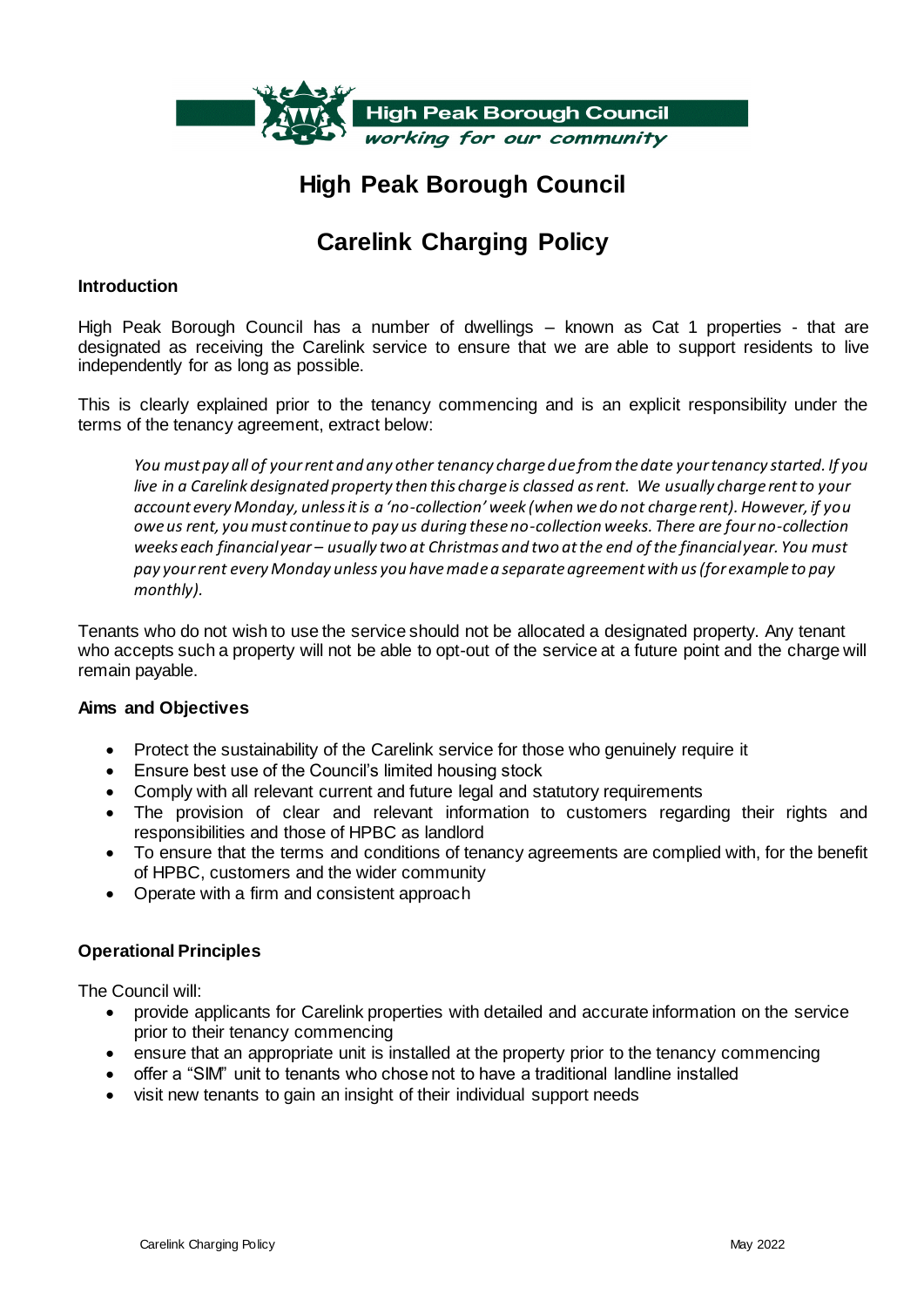# High Peak Borough Council

## Carelink Charging Policy

### Introduction

High Peak Borough Council has a number of dwellings – known as Cat 1 properties - that are designated as receiving the Carelink service to ensure that we are able to support residents to live independently for as long as possible.

This is clearly explained prior to the tenancy commencing and is an explicit responsibility under the terms of the tenancy agreement, extract below:

> *You must pay all of your rent and any other tenancy charge due from the date your tenancy started. If you live in a Carelink designated property then this charge is classed as rent. We usually charge rent to your account every Monday, unless it is a 'no-collection' week (when we do not charge rent). However, if you owe us rent, you must continue to pay us during these no-collection weeks. There are four no-collection weeks each financial year – usually two at Christmas and two at the end of the financial year. You must pay your rent every Monday unless you have made a separate agreement with us (for example to pay monthly).*

Tenants who do not wish to use the service should not be allocated a designated property. Any tenant who accepts such a property will not be able to opt-out of the service at a future point and the charge will remain payable.

### Aims and Objectives

- Protect the sustainability of the Carelink service for those who genuinely require it
- Ensure best use of the Council's limited housing stock
- Comply with all relevant current and future legal and statutory requirements
- The provision of clear and relevant information to customers regarding their rights and responsibilities and those of HPBC as landlord
- To ensure that the terms and conditions of tenancy agreements are complied with, for the benefit of HPBC, customers and the wider community
- Operate with a firm and consistent approach

### Operational Principles

The Council will:

- provide applicants for Carelink properties with detailed and accurate information on the service prior to their tenancy commencing
- ensure that an appropriate unit is installed at the property prior to the tenancy commencing
- offer a "SIM" unit to tenants who chose not to have a traditional landline installed
- visit new tenants to gain an insight of their individual support needs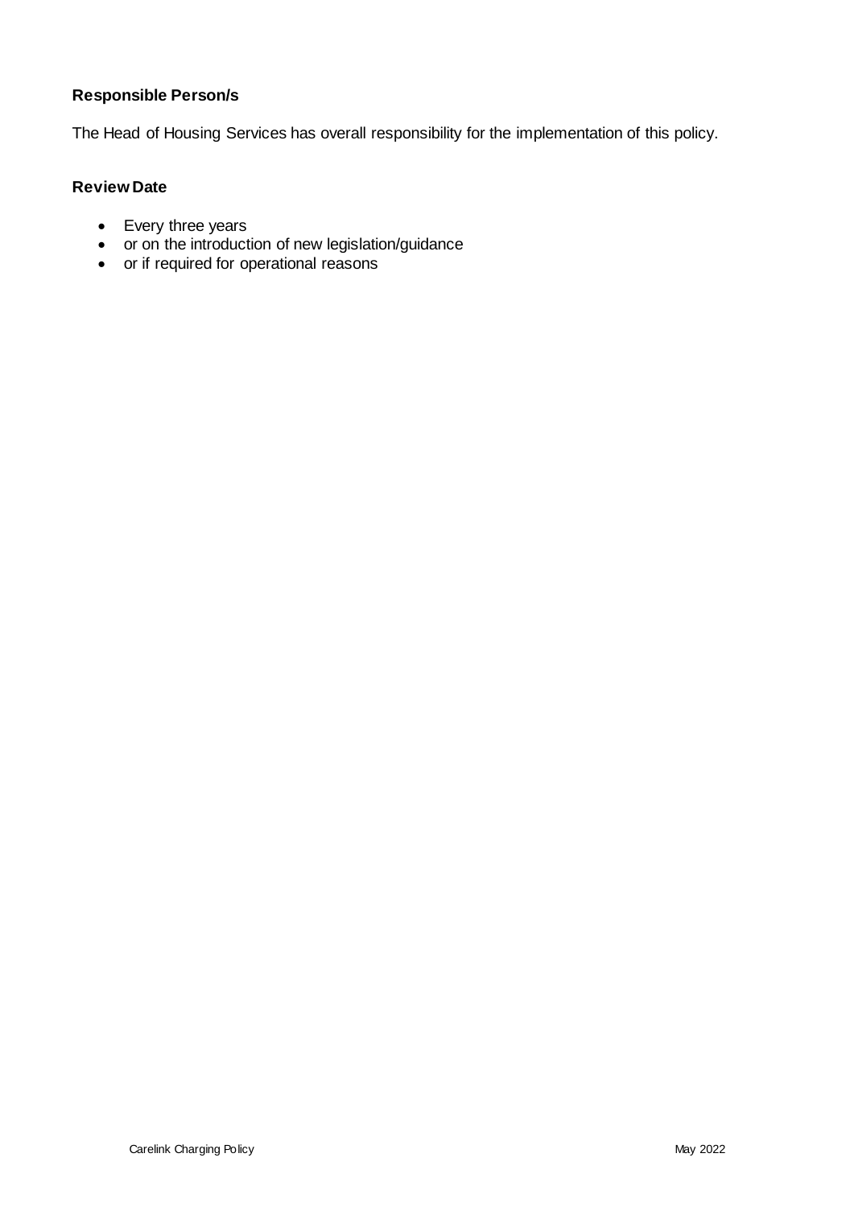### Responsible Person/s

The Head of Housing Services has overall responsibility for the implementation of this policy.

### Review Date

- Every three years
- or on the introduction of new legislation/guidance
- or if required for operational reasons